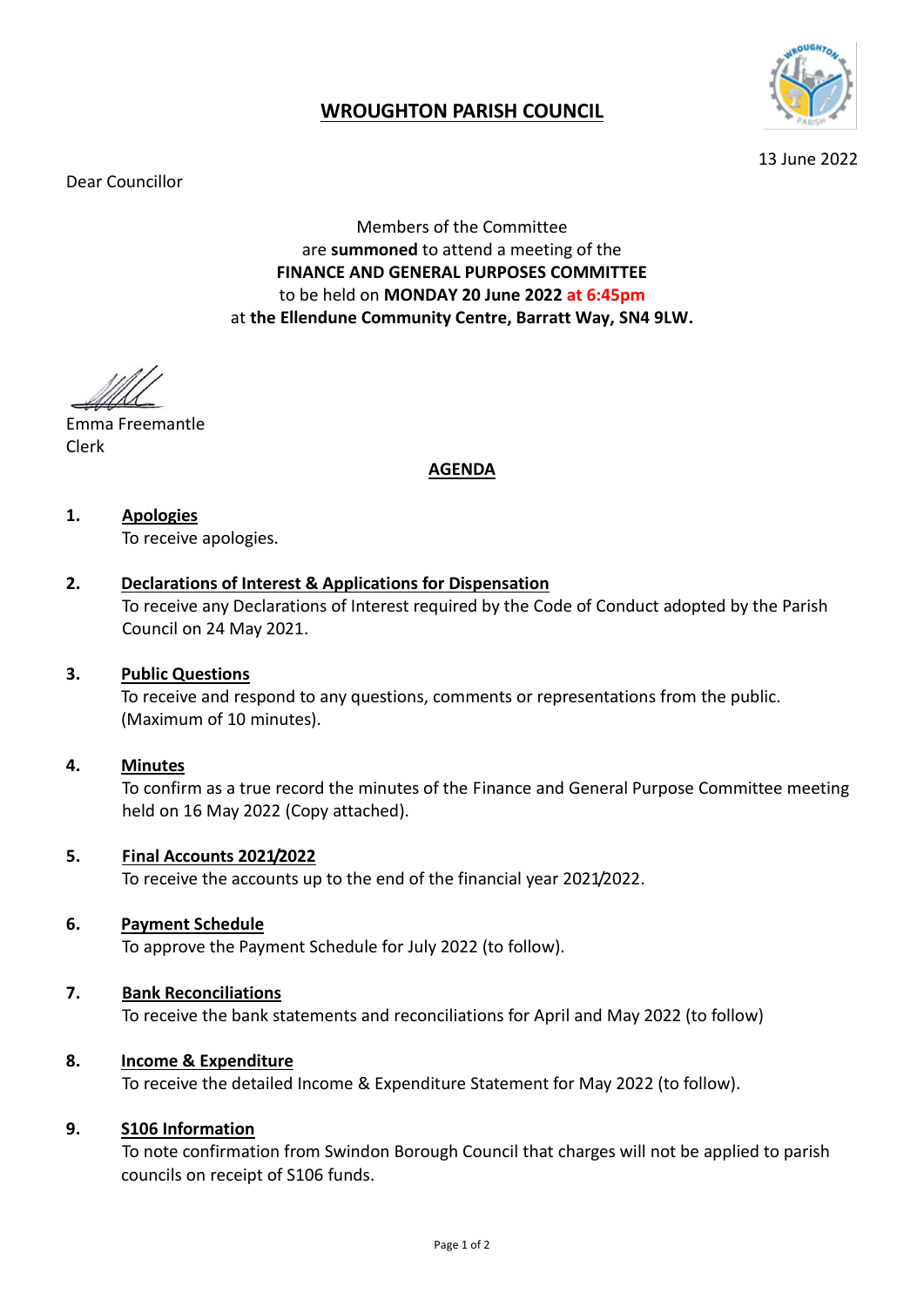# WROUGHTON PARISH COUNCIL

13 June 2022

Dear Councillor

Members of the Committee
are **summoned** to attend a meeting of the
**FINANCE AND GENERAL PURPOSES COMMITTEE**
to be held on **MONDAY 20 June 2022 at 6:45pm**
at **the Ellendune Community Centre, Barratt Way, SN4 9LW.**

Emma Freemantle
Clerk

## AGENDA

**1. Apologies**
To receive apologies.

**2. Declarations of Interest & Applications for Dispensation**
To receive any Declarations of Interest required by the Code of Conduct adopted by the Parish Council on 24 May 2021.

**3. Public Questions**
To receive and respond to any questions, comments or representations from the public. (Maximum of 10 minutes).

**4. Minutes**
To confirm as a true record the minutes of the Finance and General Purpose Committee meeting held on 16 May 2022 (Copy attached).

**5. Final Accounts 2021/2022**
To receive the accounts up to the end of the financial year 2021/2022.

**6. Payment Schedule**
To approve the Payment Schedule for July 2022 (to follow).

**7. Bank Reconciliations**
To receive the bank statements and reconciliations for April and May 2022 (to follow)

**8. Income & Expenditure**
To receive the detailed Income & Expenditure Statement for May 2022 (to follow).

**9. S106 Information**
To note confirmation from Swindon Borough Council that charges will not be applied to parish councils on receipt of S106 funds.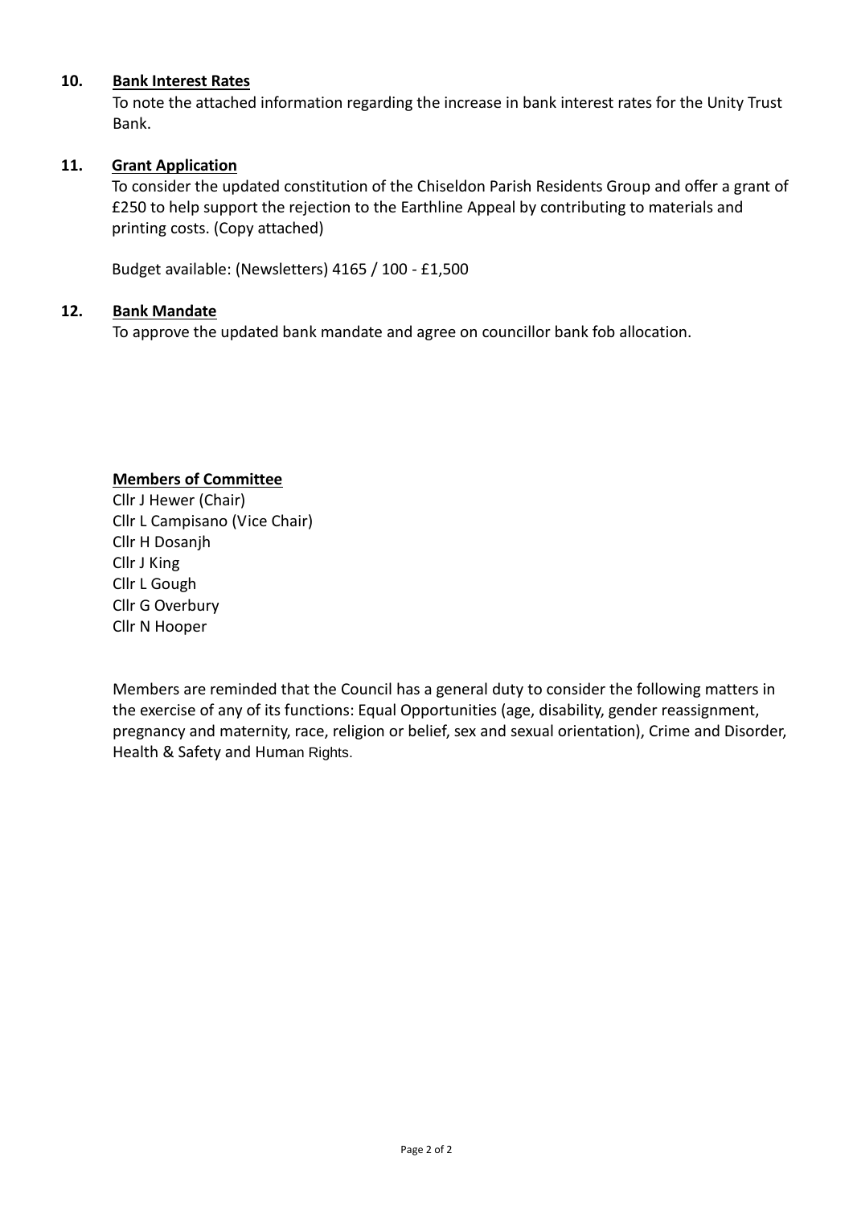**10. Bank Interest Rates**

To note the attached information regarding the increase in bank interest rates for the Unity Trust Bank.

**11. Grant Application**

To consider the updated constitution of the Chiseldon Parish Residents Group and offer a grant of £250 to help support the rejection to the Earthline Appeal by contributing to materials and printing costs. (Copy attached)

Budget available: (Newsletters) 4165 / 100 - £1,500

**12. Bank Mandate**

To approve the updated bank mandate and agree on councillor bank fob allocation.

**Members of Committee**

Cllr J Hewer (Chair)
Cllr L Campisano (Vice Chair)
Cllr H Dosanjh
Cllr J King
Cllr L Gough
Cllr G Overbury
Cllr N Hooper

Members are reminded that the Council has a general duty to consider the following matters in the exercise of any of its functions: Equal Opportunities (age, disability, gender reassignment, pregnancy and maternity, race, religion or belief, sex and sexual orientation), Crime and Disorder, Health & Safety and Human Rights.